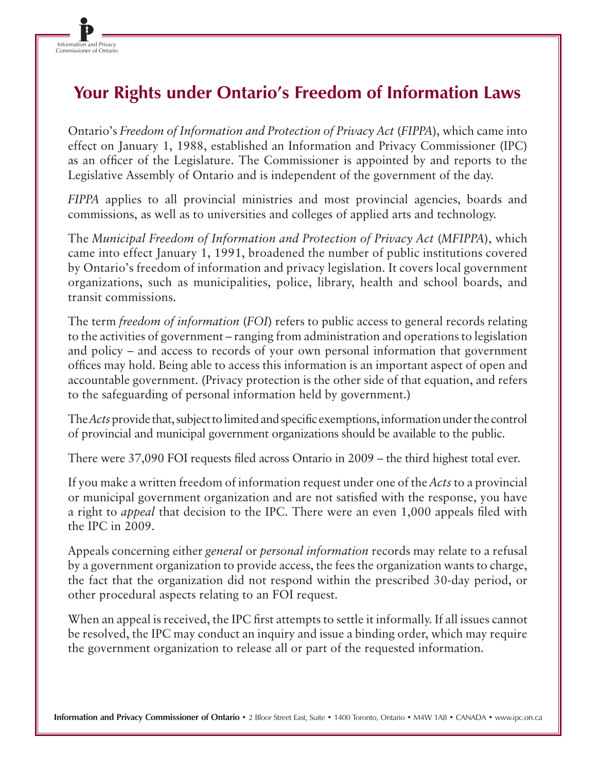# Your Rights under Ontario's Freedom of Information Laws

Ontario's *Freedom of Information and Protection of Privacy Act* (*FIPPA*), which came into effect on January 1, 1988, established an Information and Privacy Commissioner (IPC) as an officer of the Legislature. The Commissioner is appointed by and reports to the Legislative Assembly of Ontario and is independent of the government of the day.

*FIPPA* applies to all provincial ministries and most provincial agencies, boards and commissions, as well as to universities and colleges of applied arts and technology.

The *Municipal Freedom of Information and Protection of Privacy Act* (*MFIPPA*), which came into effect January 1, 1991, broadened the number of public institutions covered by Ontario's freedom of information and privacy legislation. It covers local government organizations, such as municipalities, police, library, health and school boards, and transit commissions.

The term *freedom of information* (*FOI*) refers to public access to general records relating to the activities of government – ranging from administration and operations to legislation and policy – and access to records of your own personal information that government offices may hold. Being able to access this information is an important aspect of open and accountable government. (Privacy protection is the other side of that equation, and refers to the safeguarding of personal information held by government.)

The *Acts* provide that, subject to limited and specific exemptions, information under the control of provincial and municipal government organizations should be available to the public.

There were 37,090 FOI requests filed across Ontario in 2009 – the third highest total ever.

If you make a written freedom of information request under one of the *Acts* to a provincial or municipal government organization and are not satisfied with the response, you have a right to *appeal* that decision to the IPC. There were an even 1,000 appeals filed with the IPC in 2009.

Appeals concerning either *general* or *personal information* records may relate to a refusal by a government organization to provide access, the fees the organization wants to charge, the fact that the organization did not respond within the prescribed 30-day period, or other procedural aspects relating to an FOI request.

When an appeal is received, the IPC first attempts to settle it informally. If all issues cannot be resolved, the IPC may conduct an inquiry and issue a binding order, which may require the government organization to release all or part of the requested information.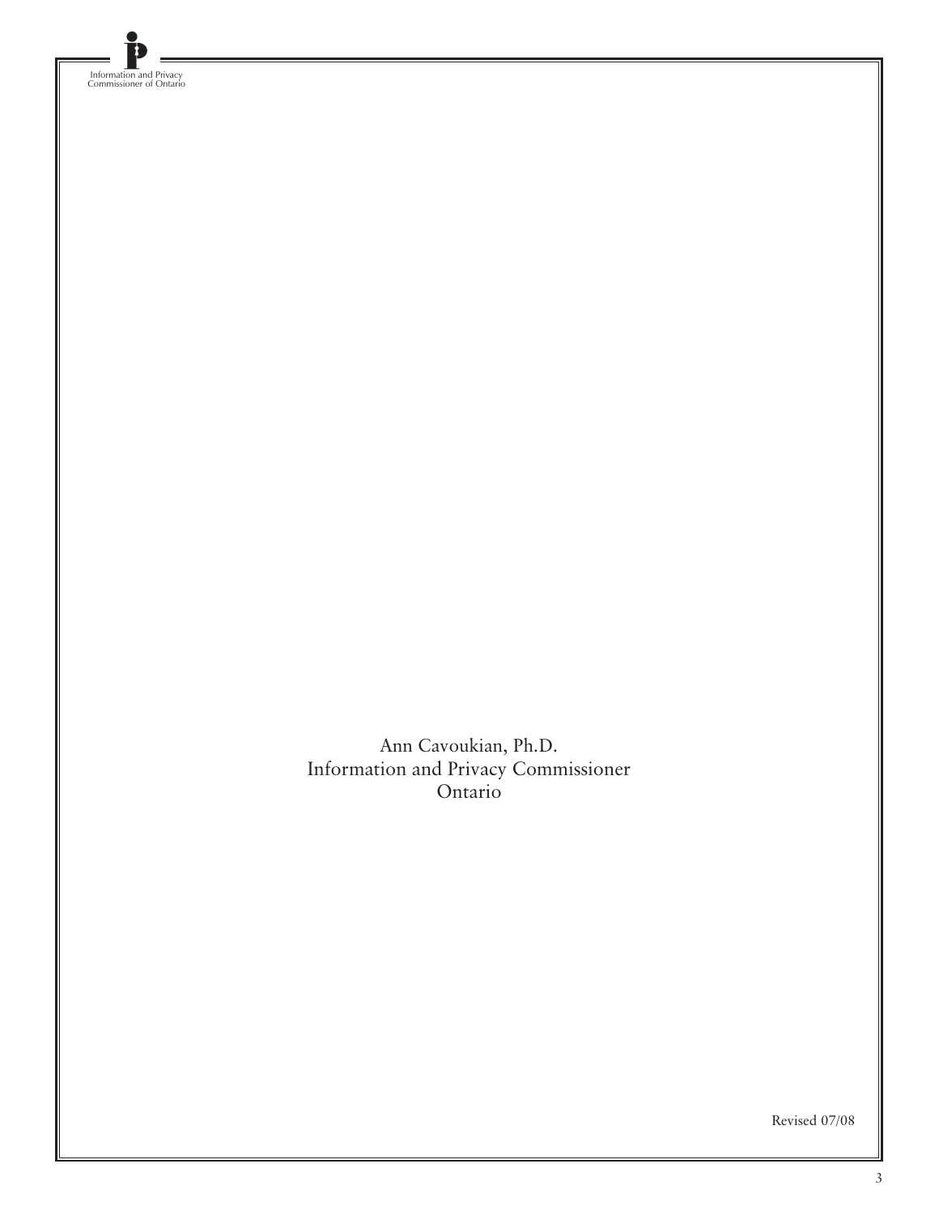Information and Privacy
Commissioner of Ontario

Ann Cavoukian, Ph.D.
Information and Privacy Commissioner
Ontario

Revised 07/08